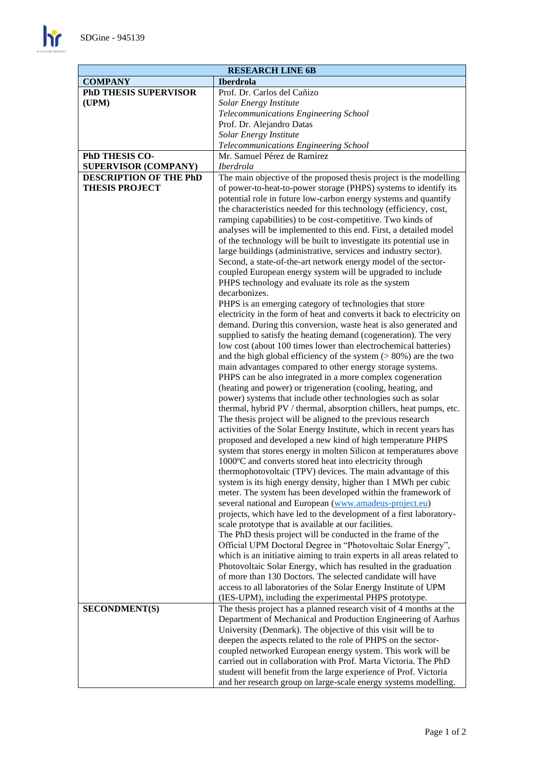| RESEARCH LINE 6B | |
|---|---|
| **COMPANY** | **Iberdrola** |
| **PhD THESIS SUPERVISOR (UPM)** | Prof. Dr. Carlos del Cañizo<br>*Solar Energy Institute*<br>*Telecommunications Engineering School*<br>Prof. Dr. Alejandro Datas<br>*Solar Energy Institute*<br>*Telecommunications Engineering School* |
| **PhD THESIS CO-SUPERVISOR (COMPANY)** | Mr. Samuel Pérez de Ramírez<br>*Iberdrola* |
| **DESCRIPTION OF THE PhD THESIS PROJECT** | The main objective of the proposed thesis project is the modelling of power-to-heat-to-power storage (PHPS) systems to identify its potential role in future low-carbon energy systems and quantify the characteristics needed for this technology (efficiency, cost, ramping capabilities) to be cost-competitive. Two kinds of analyses will be implemented to this end. First, a detailed model of the technology will be built to investigate its potential use in large buildings (administrative, services and industry sector). Second, a state-of-the-art network energy model of the sector-coupled European energy system will be upgraded to include PHPS technology and evaluate its role as the system decarbonizes.<br>PHPS is an emerging category of technologies that store electricity in the form of heat and converts it back to electricity on demand. During this conversion, waste heat is also generated and supplied to satisfy the heating demand (cogeneration). The very low cost (about 100 times lower than electrochemical batteries) and the high global efficiency of the system (> 80%) are the two main advantages compared to other energy storage systems. PHPS can be also integrated in a more complex cogeneration (heating and power) or trigeneration (cooling, heating, and power) systems that include other technologies such as solar thermal, hybrid PV / thermal, absorption chillers, heat pumps, etc.<br>The thesis project will be aligned to the previous research activities of the Solar Energy Institute, which in recent years has proposed and developed a new kind of high temperature PHPS system that stores energy in molten Silicon at temperatures above 1000ºC and converts stored heat into electricity through thermophotovoltaic (TPV) devices. The main advantage of this system is its high energy density, higher than 1 MWh per cubic meter. The system has been developed within the framework of several national and European (www.amadeus-project.eu) projects, which have led to the development of a first laboratory-scale prototype that is available at our facilities.<br>The PhD thesis project will be conducted in the frame of the Official UPM Doctoral Degree in "Photovoltaic Solar Energy", which is an initiative aiming to train experts in all areas related to Photovoltaic Solar Energy, which has resulted in the graduation of more than 130 Doctors. The selected candidate will have access to all laboratories of the Solar Energy Institute of UPM (IES-UPM), including the experimental PHPS prototype. |
| **SECONDMENT(S)** | The thesis project has a planned research visit of 4 months at the Department of Mechanical and Production Engineering of Aarhus University (Denmark). The objective of this visit will be to deepen the aspects related to the role of PHPS on the sector-coupled networked European energy system. This work will be carried out in collaboration with Prof. Marta Victoria. The PhD student will benefit from the large experience of Prof. Victoria and her research group on large-scale energy systems modelling. |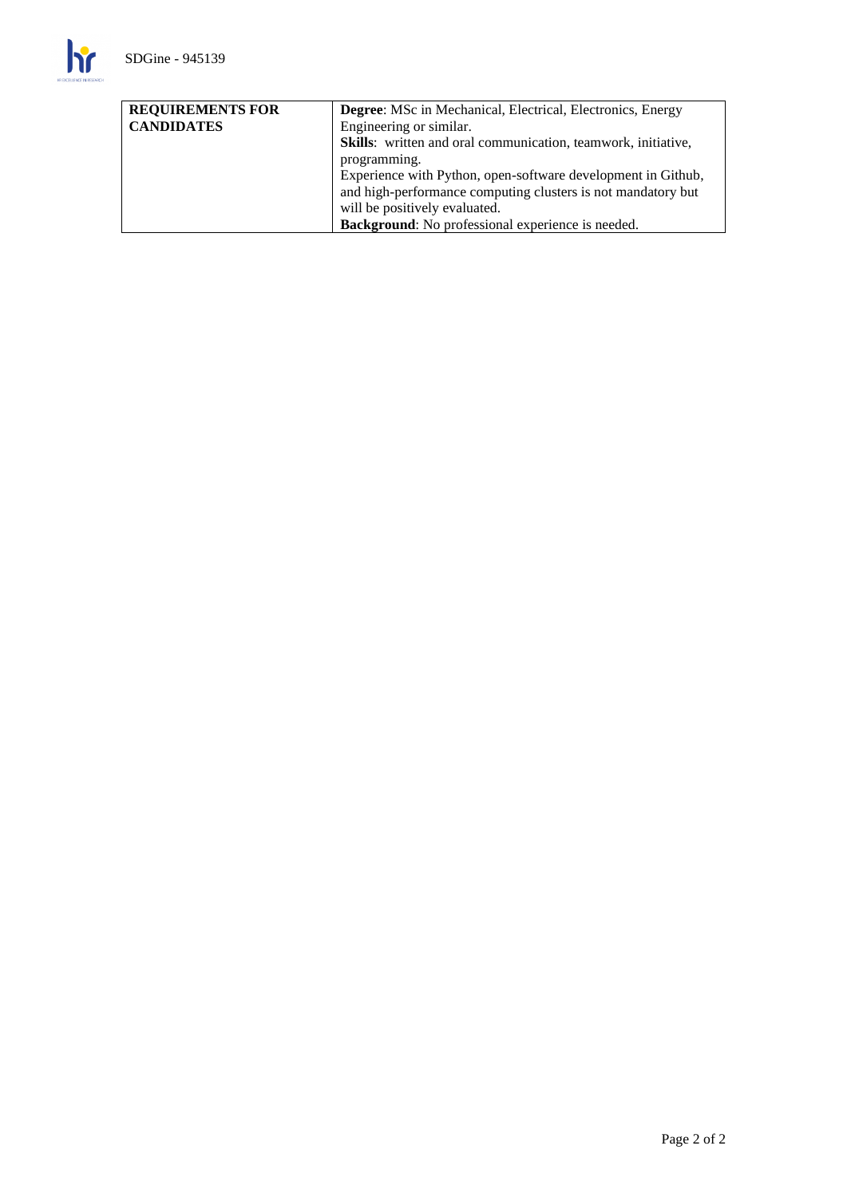| | |
|---|---|
| **REQUIREMENTS FOR CANDIDATES** | **Degree**: MSc in Mechanical, Electrical, Electronics, Energy Engineering or similar.<br>**Skills**: written and oral communication, teamwork, initiative, programming.<br>Experience with Python, open-software development in Github, and high-performance computing clusters is not mandatory but will be positively evaluated.<br>**Background**: No professional experience is needed. |